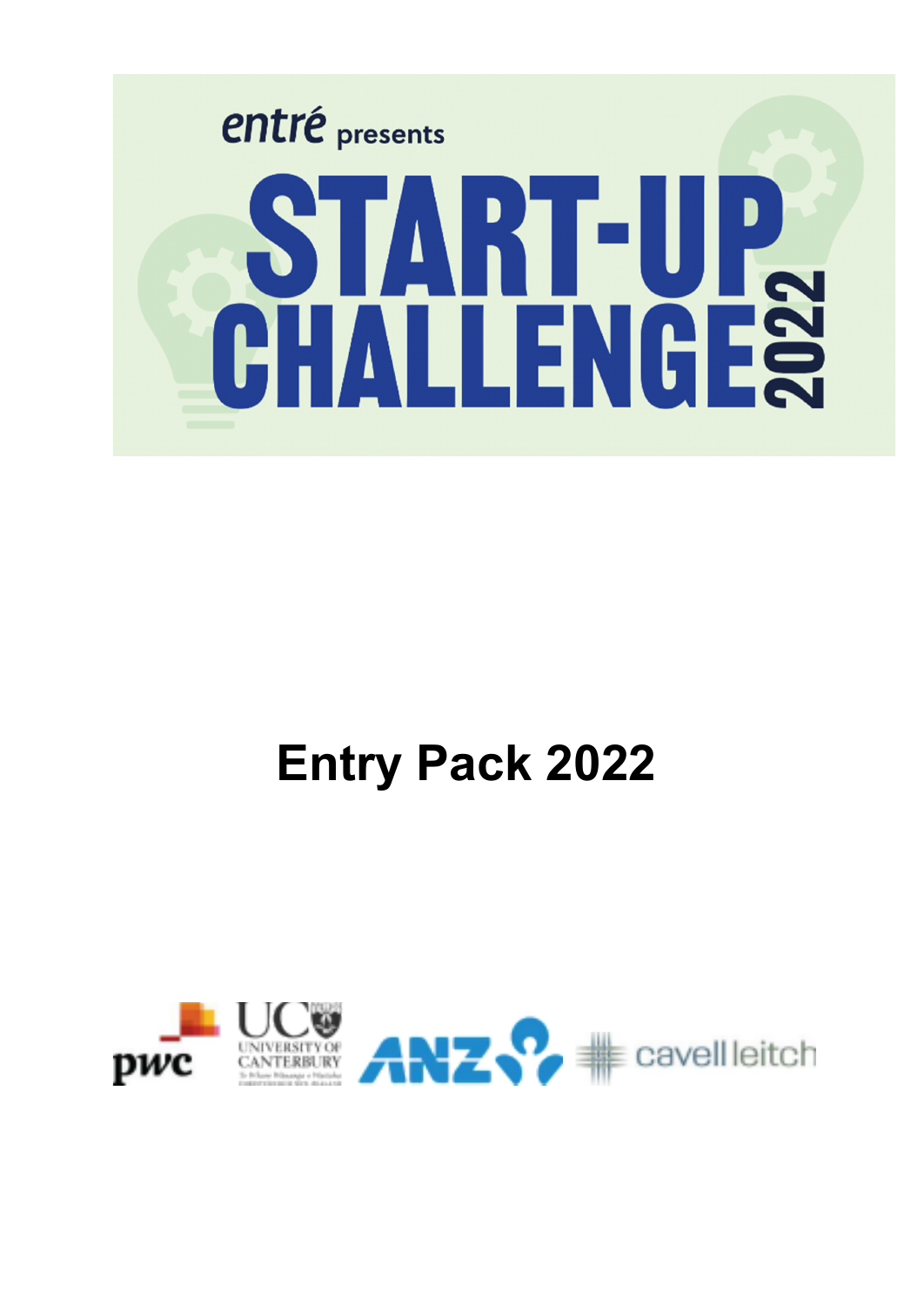entré presents

# START-UP CHALLENGE 2022

# Entry Pack 2022

pwc | UC University of Canterbury | ANZ | cavell leitch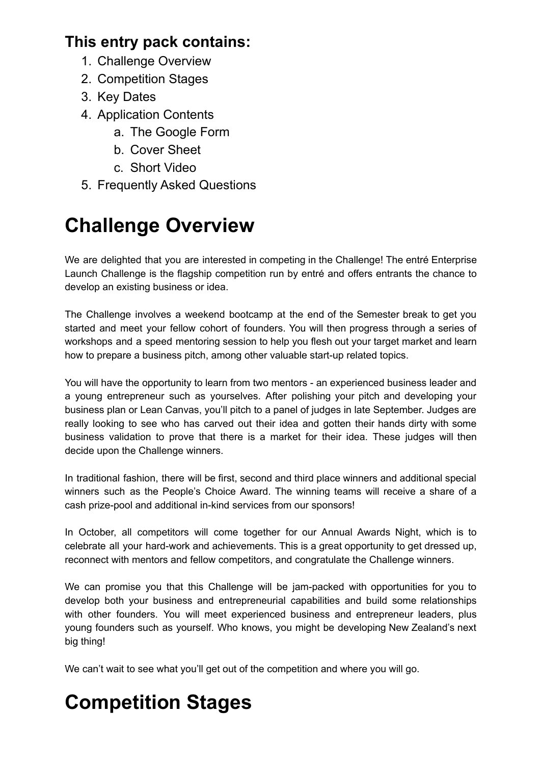**This entry pack contains:**

1. Challenge Overview
2. Competition Stages
3. Key Dates
4. Application Contents
    a. The Google Form
    b. Cover Sheet
    c. Short Video
5. Frequently Asked Questions

# Challenge Overview

We are delighted that you are interested in competing in the Challenge! The entré Enterprise Launch Challenge is the flagship competition run by entré and offers entrants the chance to develop an existing business or idea.

The Challenge involves a weekend bootcamp at the end of the Semester break to get you started and meet your fellow cohort of founders. You will then progress through a series of workshops and a speed mentoring session to help you flesh out your target market and learn how to prepare a business pitch, among other valuable start-up related topics.

You will have the opportunity to learn from two mentors - an experienced business leader and a young entrepreneur such as yourselves. After polishing your pitch and developing your business plan or Lean Canvas, you'll pitch to a panel of judges in late September. Judges are really looking to see who has carved out their idea and gotten their hands dirty with some business validation to prove that there is a market for their idea. These judges will then decide upon the Challenge winners.

In traditional fashion, there will be first, second and third place winners and additional special winners such as the People's Choice Award. The winning teams will receive a share of a cash prize-pool and additional in-kind services from our sponsors!

In October, all competitors will come together for our Annual Awards Night, which is to celebrate all your hard-work and achievements. This is a great opportunity to get dressed up, reconnect with mentors and fellow competitors, and congratulate the Challenge winners.

We can promise you that this Challenge will be jam-packed with opportunities for you to develop both your business and entrepreneurial capabilities and build some relationships with other founders. You will meet experienced business and entrepreneur leaders, plus young founders such as yourself. Who knows, you might be developing New Zealand's next big thing!

We can't wait to see what you'll get out of the competition and where you will go.

# Competition Stages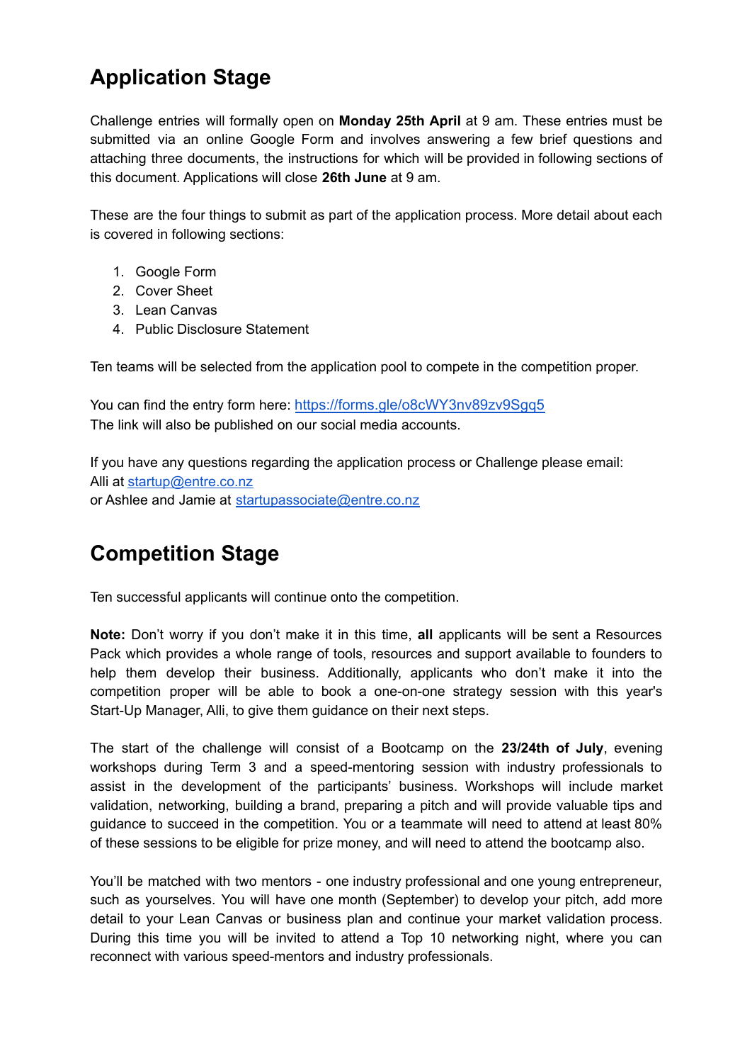## Application Stage

Challenge entries will formally open on **Monday 25th April** at 9 am. These entries must be submitted via an online Google Form and involves answering a few brief questions and attaching three documents, the instructions for which will be provided in following sections of this document. Applications will close **26th June** at 9 am.

These are the four things to submit as part of the application process. More detail about each is covered in following sections:

1. Google Form
2. Cover Sheet
3. Lean Canvas
4. Public Disclosure Statement

Ten teams will be selected from the application pool to compete in the competition proper.

You can find the entry form here: [https://forms.gle/o8cWY3nv89zv9Sgq5](https://forms.gle/o8cWY3nv89zv9Sgq5)
The link will also be published on our social media accounts.

If you have any questions regarding the application process or Challenge please email:
Alli at [startup@entre.co.nz](mailto:startup@entre.co.nz)
or Ashlee and Jamie at [startupassociate@entre.co.nz](mailto:startupassociate@entre.co.nz)

## Competition Stage

Ten successful applicants will continue onto the competition.

**Note:** Don't worry if you don't make it in this time, **all** applicants will be sent a Resources Pack which provides a whole range of tools, resources and support available to founders to help them develop their business. Additionally, applicants who don't make it into the competition proper will be able to book a one-on-one strategy session with this year's Start-Up Manager, Alli, to give them guidance on their next steps.

The start of the challenge will consist of a Bootcamp on the **23/24th of July**, evening workshops during Term 3 and a speed-mentoring session with industry professionals to assist in the development of the participants' business. Workshops will include market validation, networking, building a brand, preparing a pitch and will provide valuable tips and guidance to succeed in the competition. You or a teammate will need to attend at least 80% of these sessions to be eligible for prize money, and will need to attend the bootcamp also.

You'll be matched with two mentors - one industry professional and one young entrepreneur, such as yourselves. You will have one month (September) to develop your pitch, add more detail to your Lean Canvas or business plan and continue your market validation process. During this time you will be invited to attend a Top 10 networking night, where you can reconnect with various speed-mentors and industry professionals.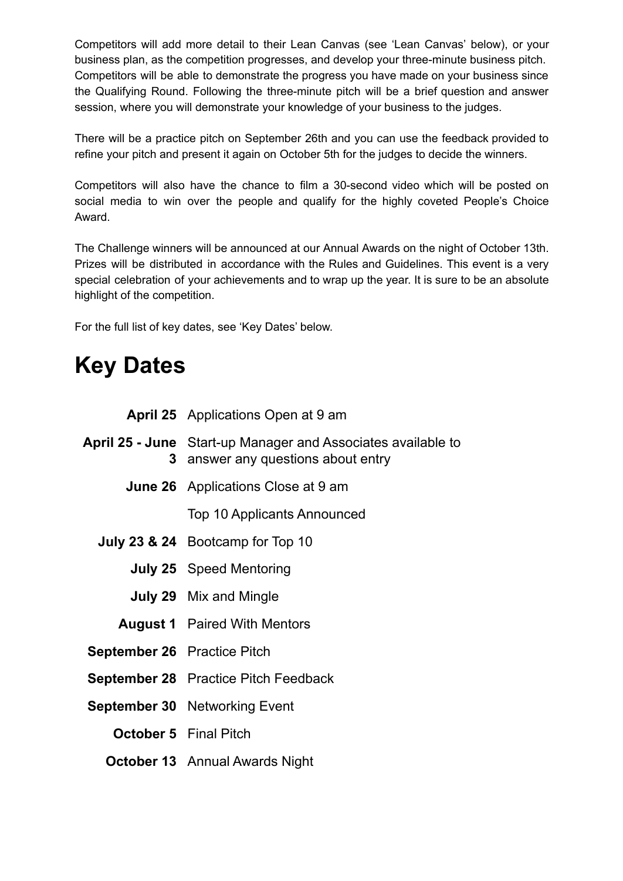Competitors will add more detail to their Lean Canvas (see 'Lean Canvas' below), or your business plan, as the competition progresses, and develop your three-minute business pitch. Competitors will be able to demonstrate the progress you have made on your business since the Qualifying Round. Following the three-minute pitch will be a brief question and answer session, where you will demonstrate your knowledge of your business to the judges.

There will be a practice pitch on September 26th and you can use the feedback provided to refine your pitch and present it again on October 5th for the judges to decide the winners.

Competitors will also have the chance to film a 30-second video which will be posted on social media to win over the people and qualify for the highly coveted People's Choice Award.

The Challenge winners will be announced at our Annual Awards on the night of October 13th. Prizes will be distributed in accordance with the Rules and Guidelines. This event is a very special celebration of your achievements and to wrap up the year. It is sure to be an absolute highlight of the competition.

For the full list of key dates, see 'Key Dates' below.

# Key Dates

| | |
|---|---|
| **April 25** | Applications Open at 9 am |
| **April 25 - June 3** | Start-up Manager and Associates available to answer any questions about entry |
| **June 26** | Applications Close at 9 am |
| | Top 10 Applicants Announced |
| **July 23 & 24** | Bootcamp for Top 10 |
| **July 25** | Speed Mentoring |
| **July 29** | Mix and Mingle |
| **August 1** | Paired With Mentors |
| **September 26** | Practice Pitch |
| **September 28** | Practice Pitch Feedback |
| **September 30** | Networking Event |
| **October 5** | Final Pitch |
| **October 13** | Annual Awards Night |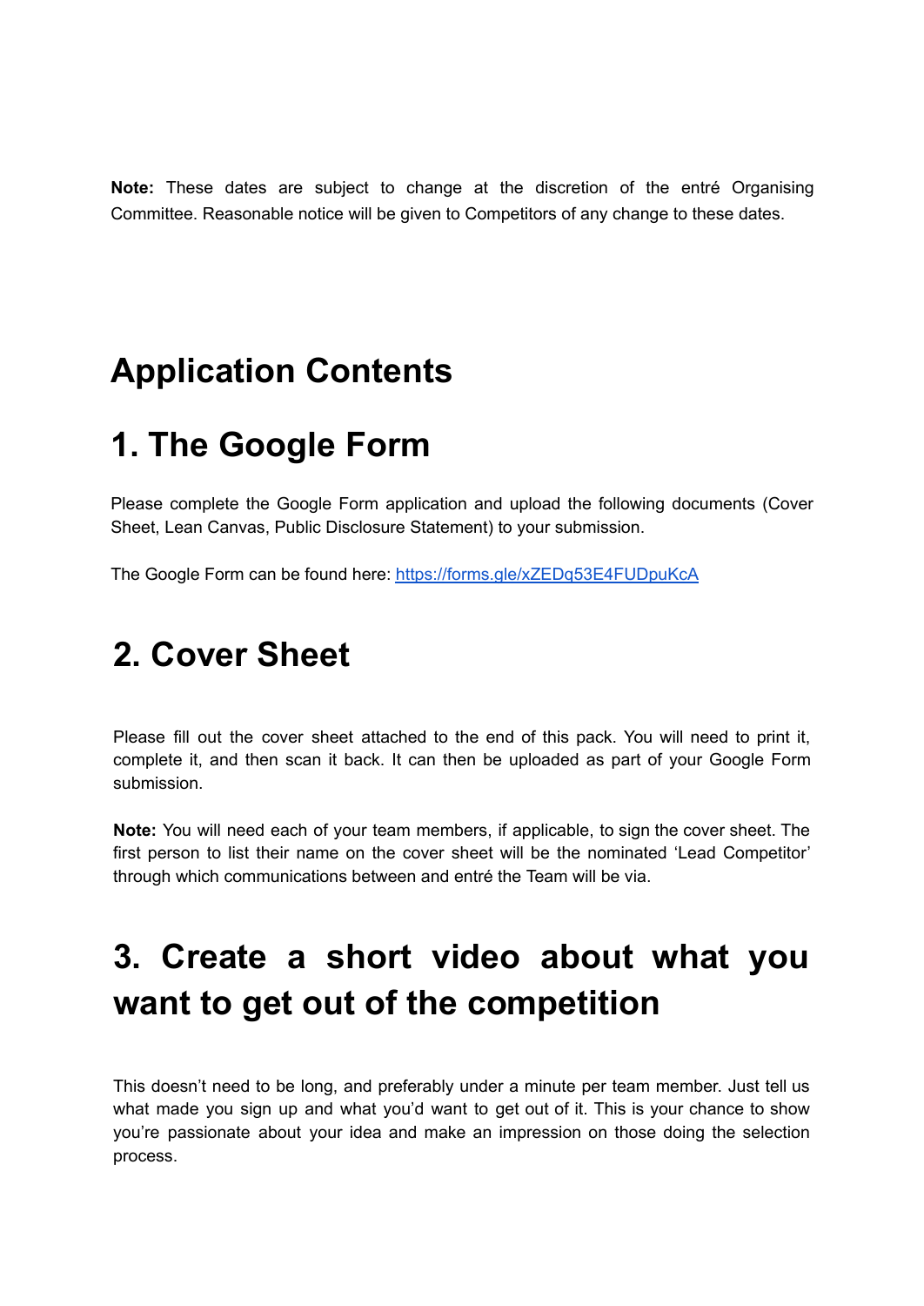**Note:** These dates are subject to change at the discretion of the entré Organising Committee. Reasonable notice will be given to Competitors of any change to these dates.

# Application Contents

# 1. The Google Form

Please complete the Google Form application and upload the following documents (Cover Sheet, Lean Canvas, Public Disclosure Statement) to your submission.

The Google Form can be found here: [https://forms.gle/xZEDq53E4FUDpuKcA](https://forms.gle/xZEDq53E4FUDpuKcA)

# 2. Cover Sheet

Please fill out the cover sheet attached to the end of this pack. You will need to print it, complete it, and then scan it back. It can then be uploaded as part of your Google Form submission.

**Note:** You will need each of your team members, if applicable, to sign the cover sheet. The first person to list their name on the cover sheet will be the nominated 'Lead Competitor' through which communications between and entré the Team will be via.

# 3. Create a short video about what you want to get out of the competition

This doesn't need to be long, and preferably under a minute per team member. Just tell us what made you sign up and what you'd want to get out of it. This is your chance to show you're passionate about your idea and make an impression on those doing the selection process.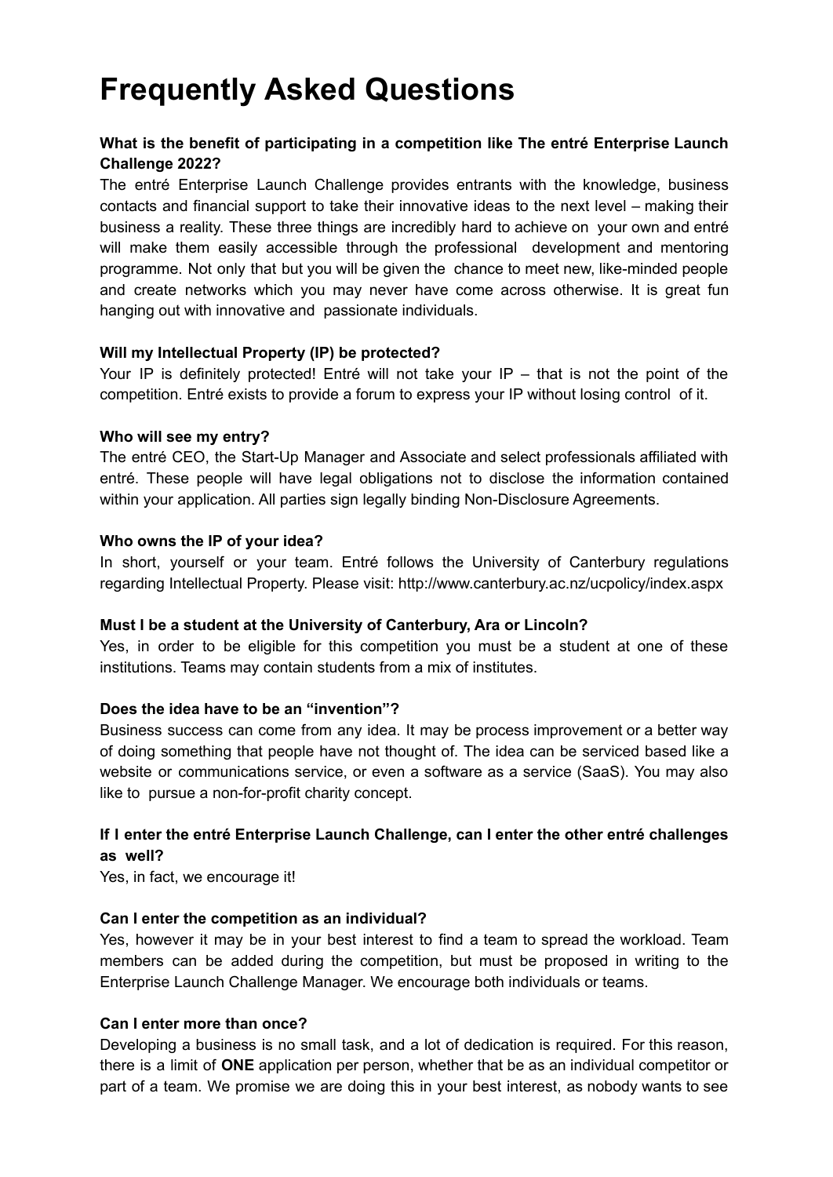# Frequently Asked Questions

**What is the benefit of participating in a competition like The entré Enterprise Launch Challenge 2022?**

The entré Enterprise Launch Challenge provides entrants with the knowledge, business contacts and financial support to take their innovative ideas to the next level – making their business a reality. These three things are incredibly hard to achieve on your own and entré will make them easily accessible through the professional development and mentoring programme. Not only that but you will be given the chance to meet new, like-minded people and create networks which you may never have come across otherwise. It is great fun hanging out with innovative and passionate individuals.

**Will my Intellectual Property (IP) be protected?**

Your IP is definitely protected! Entré will not take your IP – that is not the point of the competition. Entré exists to provide a forum to express your IP without losing control of it.

**Who will see my entry?**

The entré CEO, the Start-Up Manager and Associate and select professionals affiliated with entré. These people will have legal obligations not to disclose the information contained within your application. All parties sign legally binding Non-Disclosure Agreements.

**Who owns the IP of your idea?**

In short, yourself or your team. Entré follows the University of Canterbury regulations regarding Intellectual Property. Please visit: http://www.canterbury.ac.nz/ucpolicy/index.aspx

**Must I be a student at the University of Canterbury, Ara or Lincoln?**

Yes, in order to be eligible for this competition you must be a student at one of these institutions. Teams may contain students from a mix of institutes.

**Does the idea have to be an "invention"?**

Business success can come from any idea. It may be process improvement or a better way of doing something that people have not thought of. The idea can be serviced based like a website or communications service, or even a software as a service (SaaS). You may also like to pursue a non-for-profit charity concept.

**If I enter the entré Enterprise Launch Challenge, can I enter the other entré challenges as well?**

Yes, in fact, we encourage it!

**Can I enter the competition as an individual?**

Yes, however it may be in your best interest to find a team to spread the workload. Team members can be added during the competition, but must be proposed in writing to the Enterprise Launch Challenge Manager. We encourage both individuals or teams.

**Can I enter more than once?**

Developing a business is no small task, and a lot of dedication is required. For this reason, there is a limit of **ONE** application per person, whether that be as an individual competitor or part of a team. We promise we are doing this in your best interest, as nobody wants to see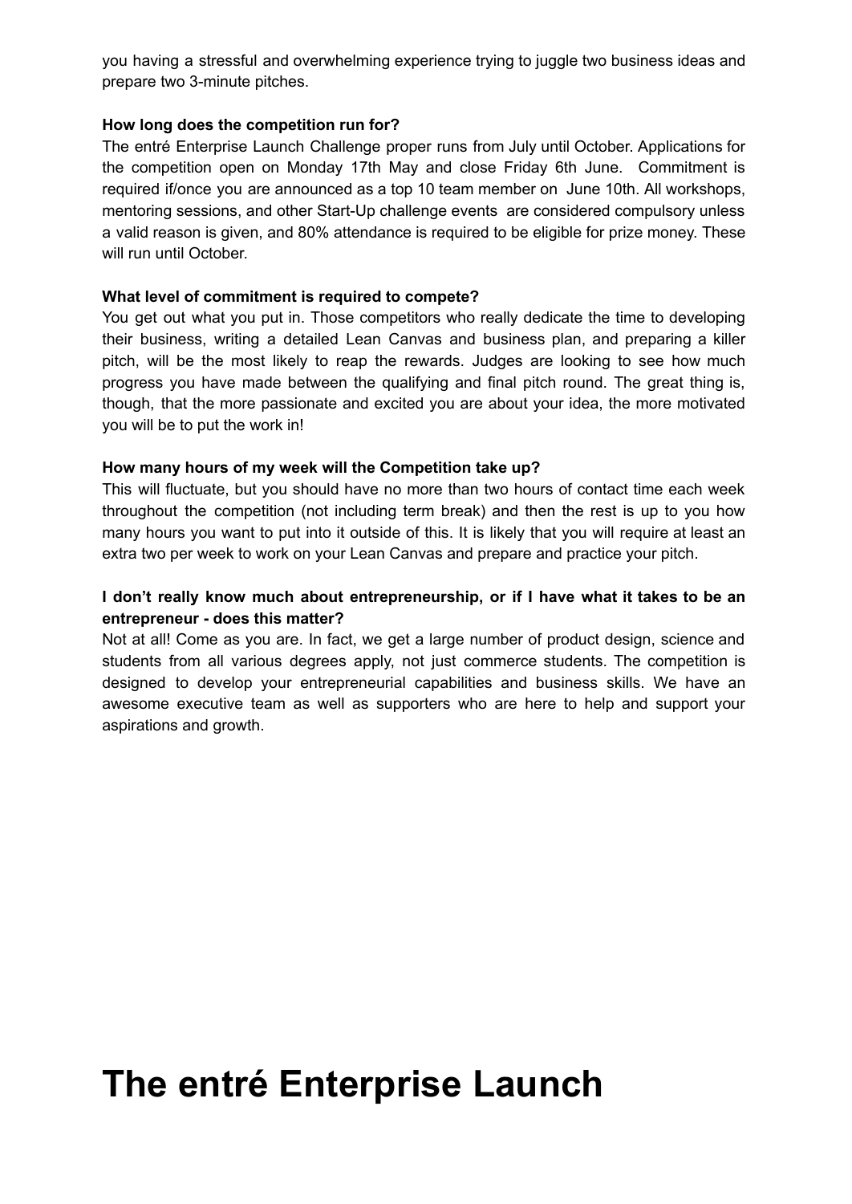you having a stressful and overwhelming experience trying to juggle two business ideas and prepare two 3-minute pitches.

**How long does the competition run for?**

The entré Enterprise Launch Challenge proper runs from July until October. Applications for the competition open on Monday 17th May and close Friday 6th June. Commitment is required if/once you are announced as a top 10 team member on June 10th. All workshops, mentoring sessions, and other Start-Up challenge events are considered compulsory unless a valid reason is given, and 80% attendance is required to be eligible for prize money. These will run until October.

**What level of commitment is required to compete?**

You get out what you put in. Those competitors who really dedicate the time to developing their business, writing a detailed Lean Canvas and business plan, and preparing a killer pitch, will be the most likely to reap the rewards. Judges are looking to see how much progress you have made between the qualifying and final pitch round. The great thing is, though, that the more passionate and excited you are about your idea, the more motivated you will be to put the work in!

**How many hours of my week will the Competition take up?**

This will fluctuate, but you should have no more than two hours of contact time each week throughout the competition (not including term break) and then the rest is up to you how many hours you want to put into it outside of this. It is likely that you will require at least an extra two per week to work on your Lean Canvas and prepare and practice your pitch.

**I don't really know much about entrepreneurship, or if I have what it takes to be an entrepreneur - does this matter?**

Not at all! Come as you are. In fact, we get a large number of product design, science and students from all various degrees apply, not just commerce students. The competition is designed to develop your entrepreneurial capabilities and business skills. We have an awesome executive team as well as supporters who are here to help and support your aspirations and growth.

# The entré Enterprise Launch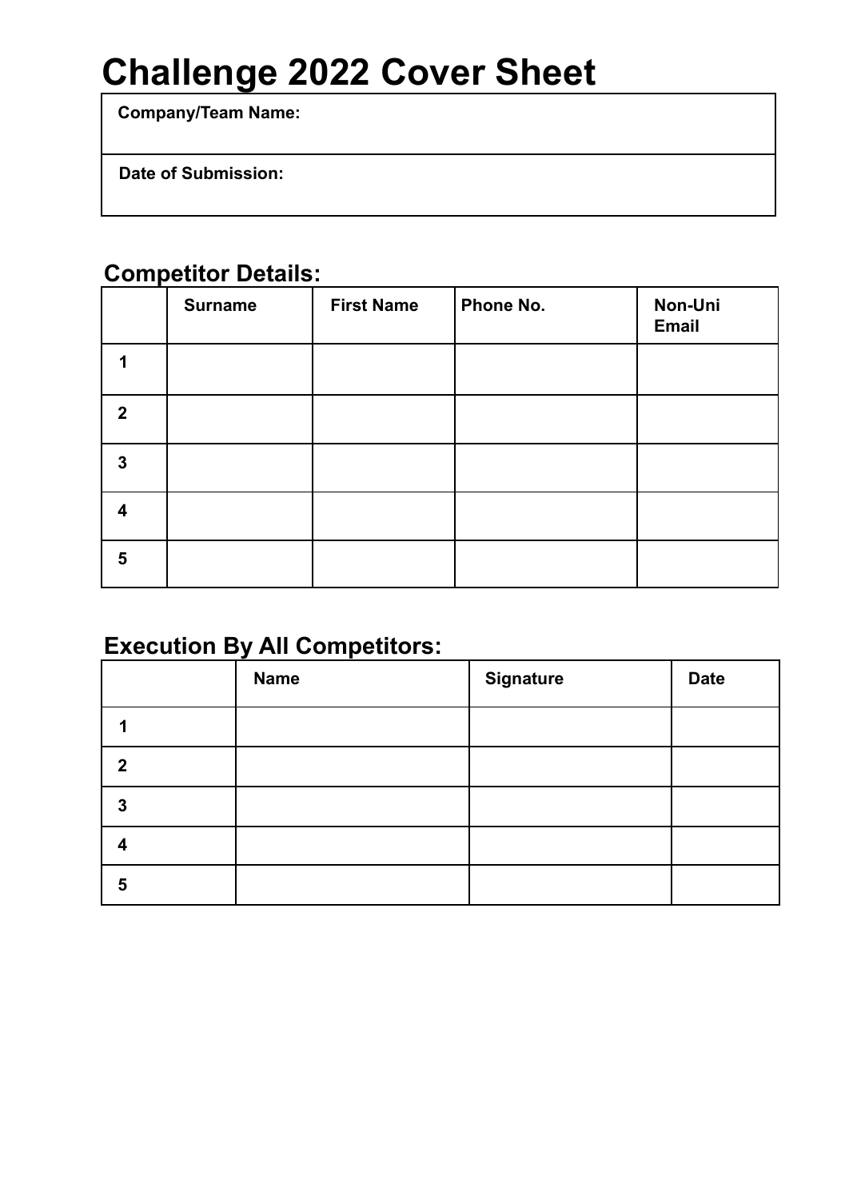# Challenge 2022 Cover Sheet

| | |
|---|---|
| **Company/Team Name:** | |
| **Date of Submission:** | |

## Competitor Details:

| | Surname | First Name | Phone No. | Non-Uni Email |
|---|---|---|---|---|
| **1** | | | | |
| **2** | | | | |
| **3** | | | | |
| **4** | | | | |
| **5** | | | | |

## Execution By All Competitors:

| | Name | Signature | Date |
|---|---|---|---|
| **1** | | | |
| **2** | | | |
| **3** | | | |
| **4** | | | |
| **5** | | | |